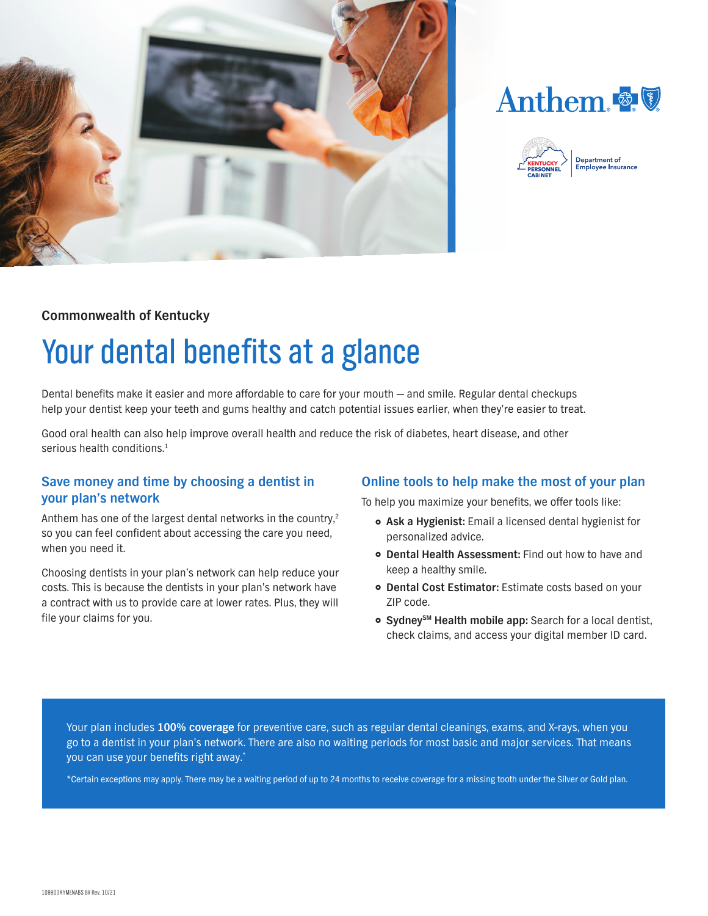Anthem

Kentucky Personnel Cabinet | Department of Employee Insurance

**Commonwealth of Kentucky**

# Your dental benefits at a glance

Dental benefits make it easier and more affordable to care for your mouth — and smile. Regular dental checkups help your dentist keep your teeth and gums healthy and catch potential issues earlier, when they're easier to treat.

Good oral health can also help improve overall health and reduce the risk of diabetes, heart disease, and other serious health conditions.[1]

## Save money and time by choosing a dentist in your plan's network

Anthem has one of the largest dental networks in the country,[2] so you can feel confident about accessing the care you need, when you need it.

Choosing dentists in your plan's network can help reduce your costs. This is because the dentists in your plan's network have a contract with us to provide care at lower rates. Plus, they will file your claims for you.

## Online tools to help make the most of your plan

To help you maximize your benefits, we offer tools like:

- **Ask a Hygienist:** Email a licensed dental hygienist for personalized advice.
- **Dental Health Assessment:** Find out how to have and keep a healthy smile.
- **Dental Cost Estimator:** Estimate costs based on your ZIP code.
- **Sydney℠ Health mobile app:** Search for a local dentist, check claims, and access your digital member ID card.

Your plan includes **100% coverage** for preventive care, such as regular dental cleanings, exams, and X-rays, when you go to a dentist in your plan's network. There are also no waiting periods for most basic and major services. That means you can use your benefits right away.*

*Certain exceptions may apply. There may be a waiting period of up to 24 months to receive coverage for a missing tooth under the Silver or Gold plan.

109903KYMENABS BV Rev. 10/21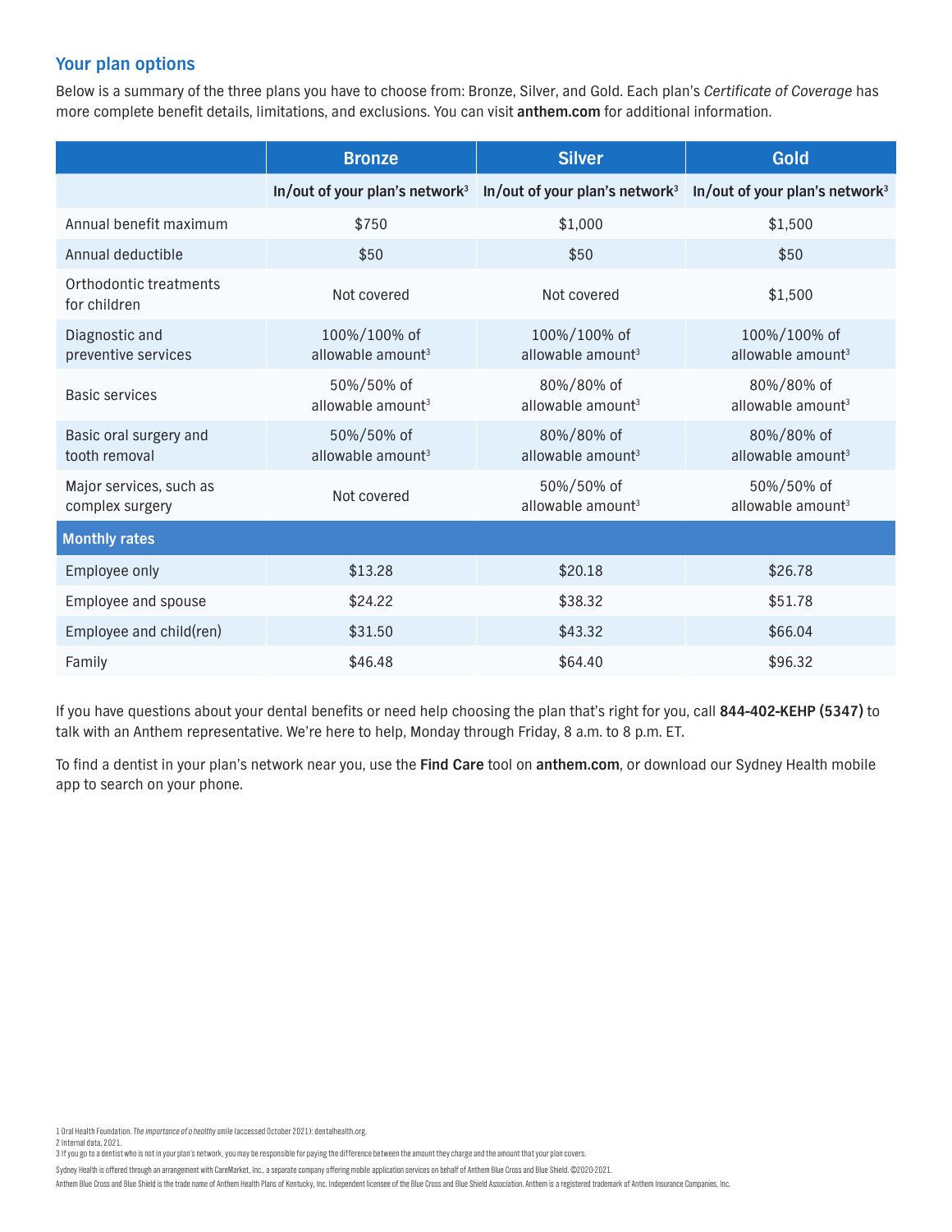## Your plan options

Below is a summary of the three plans you have to choose from: Bronze, Silver, and Gold. Each plan's *Certificate of Coverage* has more complete benefit details, limitations, and exclusions. You can visit **anthem.com** for additional information.

| | Bronze | Silver | Gold |
|---|---|---|---|
| | **In/out of your plan's network[3]** | **In/out of your plan's network[3]** | **In/out of your plan's network[3]** |
| Annual benefit maximum | $750 | $1,000 | $1,500 |
| Annual deductible | $50 | $50 | $50 |
| Orthodontic treatments for children | Not covered | Not covered | $1,500 |
| Diagnostic and preventive services | 100%/100% of allowable amount[3] | 100%/100% of allowable amount[3] | 100%/100% of allowable amount[3] |
| Basic services | 50%/50% of allowable amount[3] | 80%/80% of allowable amount[3] | 80%/80% of allowable amount[3] |
| Basic oral surgery and tooth removal | 50%/50% of allowable amount[3] | 80%/80% of allowable amount[3] | 80%/80% of allowable amount[3] |
| Major services, such as complex surgery | Not covered | 50%/50% of allowable amount[3] | 50%/50% of allowable amount[3] |
| **Monthly rates** | | | |
| Employee only | $13.28 | $20.18 | $26.78 |
| Employee and spouse | $24.22 | $38.32 | $51.78 |
| Employee and child(ren) | $31.50 | $43.32 | $66.04 |
| Family | $46.48 | $64.40 | $96.32 |

If you have questions about your dental benefits or need help choosing the plan that's right for you, call **844-402-KEHP (5347)** to talk with an Anthem representative. We're here to help, Monday through Friday, 8 a.m. to 8 p.m. ET.

To find a dentist in your plan's network near you, use the **Find Care** tool on **anthem.com**, or download our Sydney Health mobile app to search on your phone.

1 Oral Health Foundation. *The importance of a healthy smile* (accessed October 2021): dentalhealth.org.
2 Internal data, 2021.
3 If you go to a dentist who is not in your plan's network, you may be responsible for paying the difference between the amount they charge and the amount that your plan covers.

Sydney Health is offered through an arrangement with CareMarket, Inc., a separate company offering mobile application services on behalf of Anthem Blue Cross and Blue Shield. ©2020-2021.

Anthem Blue Cross and Blue Shield is the trade name of Anthem Health Plans of Kentucky, Inc. Independent licensee of the Blue Cross and Blue Shield Association. Anthem is a registered trademark of Anthem Insurance Companies, Inc.